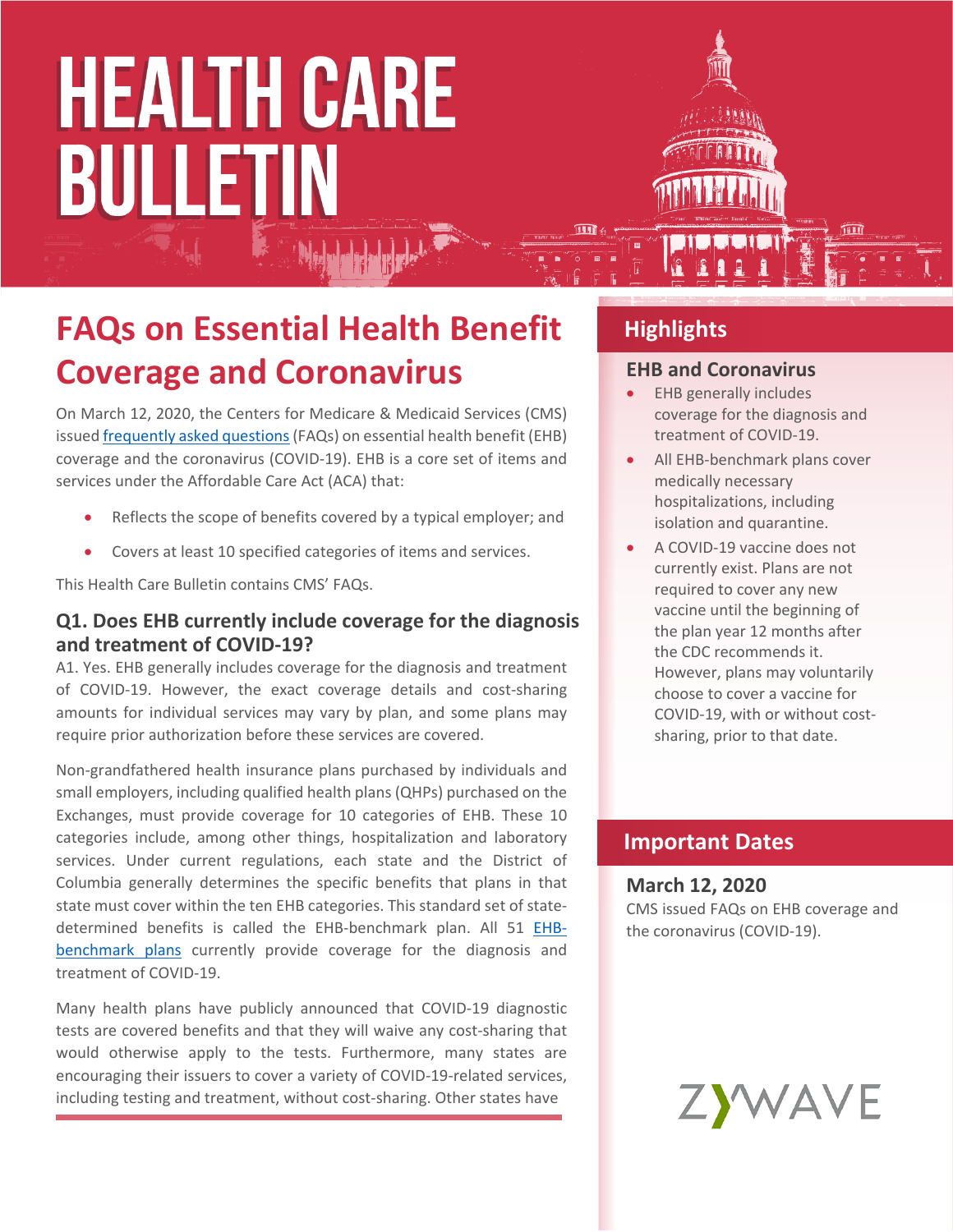# HEALTH CARE BULLETIN

## FAQs on Essential Health Benefit Coverage and Coronavirus

On March 12, 2020, the Centers for Medicare & Medicaid Services (CMS) issued frequently asked questions (FAQs) on essential health benefit (EHB) coverage and the coronavirus (COVID-19). EHB is a core set of items and services under the Affordable Care Act (ACA) that:

- Reflects the scope of benefits covered by a typical employer; and
- Covers at least 10 specified categories of items and services.

This Health Care Bulletin contains CMS' FAQs.

### Q1. Does EHB currently include coverage for the diagnosis and treatment of COVID-19?

A1. Yes. EHB generally includes coverage for the diagnosis and treatment of COVID-19. However, the exact coverage details and cost-sharing amounts for individual services may vary by plan, and some plans may require prior authorization before these services are covered.

Non-grandfathered health insurance plans purchased by individuals and small employers, including qualified health plans (QHPs) purchased on the Exchanges, must provide coverage for 10 categories of EHB. These 10 categories include, among other things, hospitalization and laboratory services. Under current regulations, each state and the District of Columbia generally determines the specific benefits that plans in that state must cover within the ten EHB categories. This standard set of state-determined benefits is called the EHB-benchmark plan. All 51 EHB-benchmark plans currently provide coverage for the diagnosis and treatment of COVID-19.

Many health plans have publicly announced that COVID-19 diagnostic tests are covered benefits and that they will waive any cost-sharing that would otherwise apply to the tests. Furthermore, many states are encouraging their issuers to cover a variety of COVID-19-related services, including testing and treatment, without cost-sharing. Other states have

## Highlights

### EHB and Coronavirus

- EHB generally includes coverage for the diagnosis and treatment of COVID-19.
- All EHB-benchmark plans cover medically necessary hospitalizations, including isolation and quarantine.
- A COVID-19 vaccine does not currently exist. Plans are not required to cover any new vaccine until the beginning of the plan year 12 months after the CDC recommends it. However, plans may voluntarily choose to cover a vaccine for COVID-19, with or without cost-sharing, prior to that date.

## Important Dates

### March 12, 2020

CMS issued FAQs on EHB coverage and the coronavirus (COVID-19).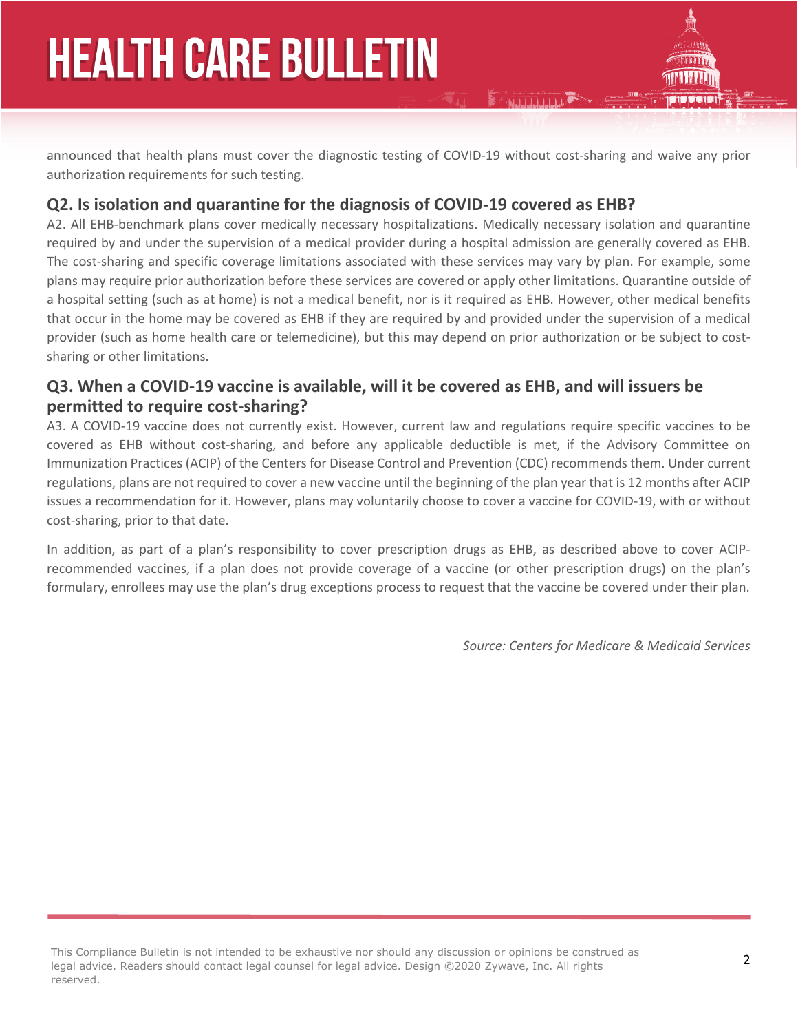announced that health plans must cover the diagnostic testing of COVID-19 without cost-sharing and waive any prior authorization requirements for such testing.

## Q2. Is isolation and quarantine for the diagnosis of COVID-19 covered as EHB?

A2. All EHB-benchmark plans cover medically necessary hospitalizations. Medically necessary isolation and quarantine required by and under the supervision of a medical provider during a hospital admission are generally covered as EHB. The cost-sharing and specific coverage limitations associated with these services may vary by plan. For example, some plans may require prior authorization before these services are covered or apply other limitations. Quarantine outside of a hospital setting (such as at home) is not a medical benefit, nor is it required as EHB. However, other medical benefits that occur in the home may be covered as EHB if they are required by and provided under the supervision of a medical provider (such as home health care or telemedicine), but this may depend on prior authorization or be subject to cost-sharing or other limitations.

## Q3. When a COVID-19 vaccine is available, will it be covered as EHB, and will issuers be permitted to require cost-sharing?

A3. A COVID-19 vaccine does not currently exist. However, current law and regulations require specific vaccines to be covered as EHB without cost-sharing, and before any applicable deductible is met, if the Advisory Committee on Immunization Practices (ACIP) of the Centers for Disease Control and Prevention (CDC) recommends them. Under current regulations, plans are not required to cover a new vaccine until the beginning of the plan year that is 12 months after ACIP issues a recommendation for it. However, plans may voluntarily choose to cover a vaccine for COVID-19, with or without cost-sharing, prior to that date.

In addition, as part of a plan's responsibility to cover prescription drugs as EHB, as described above to cover ACIP-recommended vaccines, if a plan does not provide coverage of a vaccine (or other prescription drugs) on the plan's formulary, enrollees may use the plan's drug exceptions process to request that the vaccine be covered under their plan.

*Source: Centers for Medicare & Medicaid Services*

This Compliance Bulletin is not intended to be exhaustive nor should any discussion or opinions be construed as legal advice. Readers should contact legal counsel for legal advice. Design ©2020 Zywave, Inc. All rights reserved.